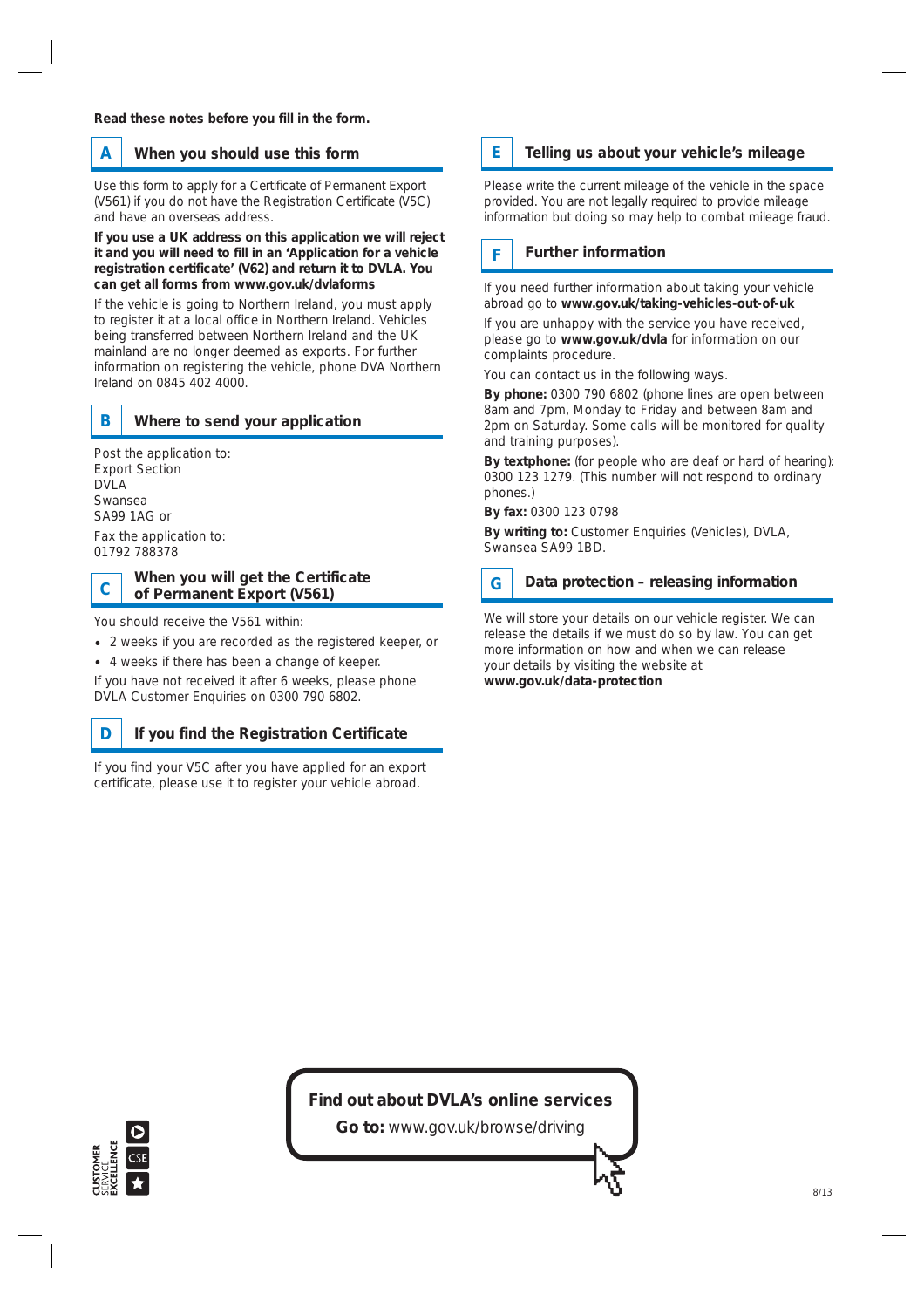**Read these notes before you fill in the form.**

## A When you should use this form

Use this form to apply for a Certificate of Permanent Export (V561) if you do not have the Registration Certificate (V5C) and have an overseas address.

**If you use a UK address on this application we will reject it and you will need to fill in an 'Application for a vehicle registration certificate' (V62) and return it to DVLA. You can get all forms from www.gov.uk/dvlaforms**

If the vehicle is going to Northern Ireland, you must apply to register it at a local office in Northern Ireland. Vehicles being transferred between Northern Ireland and the UK mainland are no longer deemed as exports. For further information on registering the vehicle, phone DVA Northern Ireland on 0845 402 4000.

## B Where to send your application

Post the application to:
Export Section
DVLA
Swansea
SA99 1AG or

Fax the application to:
01792 788378

## C When you will get the Certificate of Permanent Export (V561)

You should receive the V561 within:

- 2 weeks if you are recorded as the registered keeper, or
- 4 weeks if there has been a change of keeper.

If you have not received it after 6 weeks, please phone DVLA Customer Enquiries on 0300 790 6802.

## D If you find the Registration Certificate

If you find your V5C after you have applied for an export certificate, please use it to register your vehicle abroad.

## E Telling us about your vehicle's mileage

Please write the current mileage of the vehicle in the space provided. You are not legally required to provide mileage information but doing so may help to combat mileage fraud.

## F Further information

If you need further information about taking your vehicle abroad go to **www.gov.uk/taking-vehicles-out-of-uk**

If you are unhappy with the service you have received, please go to **www.gov.uk/dvla** for information on our complaints procedure.

You can contact us in the following ways.

**By phone:** 0300 790 6802 (phone lines are open between 8am and 7pm, Monday to Friday and between 8am and 2pm on Saturday. Some calls will be monitored for quality and training purposes).

**By textphone:** (for people who are deaf or hard of hearing): 0300 123 1279. (This number will not respond to ordinary phones.)

**By fax:** 0300 123 0798

**By writing to:** Customer Enquiries (Vehicles), DVLA, Swansea SA99 1BD.

## G Data protection – releasing information

We will store your details on our vehicle register. We can release the details if we must do so by law. You can get more information on how and when we can release your details by visiting the website at **www.gov.uk/data-protection**

**Find out about DVLA's online services**

**Go to:** www.gov.uk/browse/driving

8/13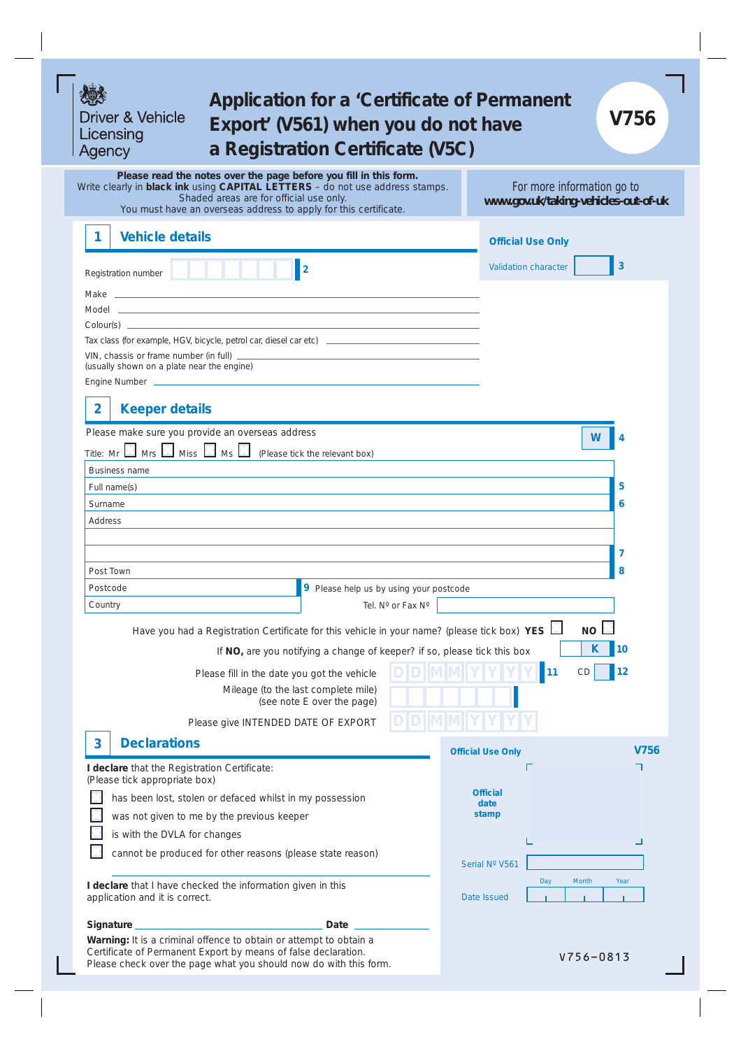Driver & Vehicle Licensing Agency

# Application for a 'Certificate of Permanent Export' (V561) when you do not have a Registration Certificate (V5C)

**V756**

**Please read the notes over the page before you fill in this form.**
Write clearly in **black ink** using **CAPITAL LETTERS** – do not use address stamps.
Shaded areas are for official use only.
You must have an overseas address to apply for this certificate.

For more information go to
**www.gov.uk/taking-vehicles-out-of-uk**

## 1 Vehicle details

Official Use Only

Registration number [ ] 2

Validation character [ ] 3

Make

Model

Colour(s)

Tax class (for example, HGV, bicycle, petrol car, diesel car etc)

VIN, chassis or frame number (in full)
(usually shown on a plate near the engine)

Engine Number

## 2 Keeper details

Please make sure you provide an overseas address

W 4

Title: Mr ☐ Mrs ☐ Miss ☐ Ms ☐ (Please tick the relevant box)

Business name

Full name(s) 5

Surname 6

Address

7

Post Town 8

Postcode 9 Please help us by using your postcode

Country

Tel. Nº or Fax Nº

Have you had a Registration Certificate for this vehicle in your name? (please tick box) **YES** ☐ **NO** ☐

If **NO,** are you notifying a change of keeper? if so, please tick this box K 10

Please fill in the date you got the vehicle D D M M Y Y Y Y 11 CD 12

Mileage (to the last complete mile)
(see note E over the page)

Please give INTENDED DATE OF EXPORT D D M M Y Y Y Y

## 3 Declarations

**I declare** that the Registration Certificate:
(Please tick appropriate box)

- ☐ has been lost, stolen or defaced whilst in my possession
- ☐ was not given to me by the previous keeper
- ☐ is with the DVLA for changes
- ☐ cannot be produced for other reasons (please state reason)

**I declare** that I have checked the information given in this application and it is correct.

**Signature** ______________________ **Date** ______________

**Warning:** It is a criminal offence to obtain or attempt to obtain a Certificate of Permanent Export by means of false declaration.
Please check over the page what you should now do with this form.

**Official Use Only** **V756**

Official date stamp

Serial Nº V561

Date Issued Day Month Year

V756–0813